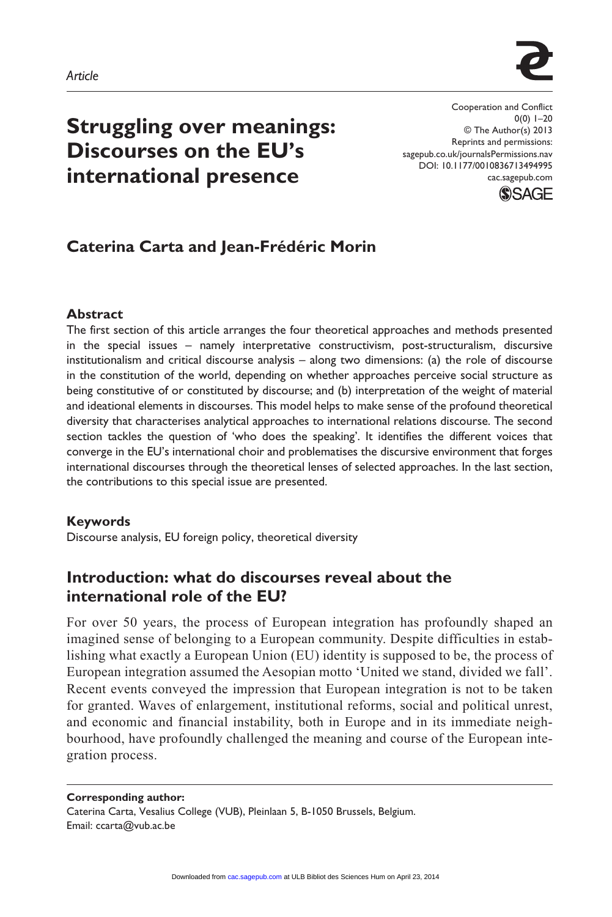*Article*

# Struggling over meanings: Discourses on the EU's international presence

## Caterina Carta and Jean-Frédéric Morin

### Abstract

The first section of this article arranges the four theoretical approaches and methods presented in the special issues – namely interpretative constructivism, post-structuralism, discursive institutionalism and critical discourse analysis – along two dimensions: (a) the role of discourse in the constitution of the world, depending on whether approaches perceive social structure as being constitutive of or constituted by discourse; and (b) interpretation of the weight of material and ideational elements in discourses. This model helps to make sense of the profound theoretical diversity that characterises analytical approaches to international relations discourse. The second section tackles the question of 'who does the speaking'. It identifies the different voices that converge in the EU's international choir and problematises the discursive environment that forges international discourses through the theoretical lenses of selected approaches. In the last section, the contributions to this special issue are presented.

### Keywords

Discourse analysis, EU foreign policy, theoretical diversity

## Introduction: what do discourses reveal about the international role of the EU?

For over 50 years, the process of European integration has profoundly shaped an imagined sense of belonging to a European community. Despite difficulties in establishing what exactly a European Union (EU) identity is supposed to be, the process of European integration assumed the Aesopian motto 'United we stand, divided we fall'. Recent events conveyed the impression that European integration is not to be taken for granted. Waves of enlargement, institutional reforms, social and political unrest, and economic and financial instability, both in Europe and in its immediate neighbourhood, have profoundly challenged the meaning and course of the European integration process.

**Corresponding author:**
Caterina Carta, Vesalius College (VUB), Pleinlaan 5, B-1050 Brussels, Belgium.
Email: ccarta@vub.ac.be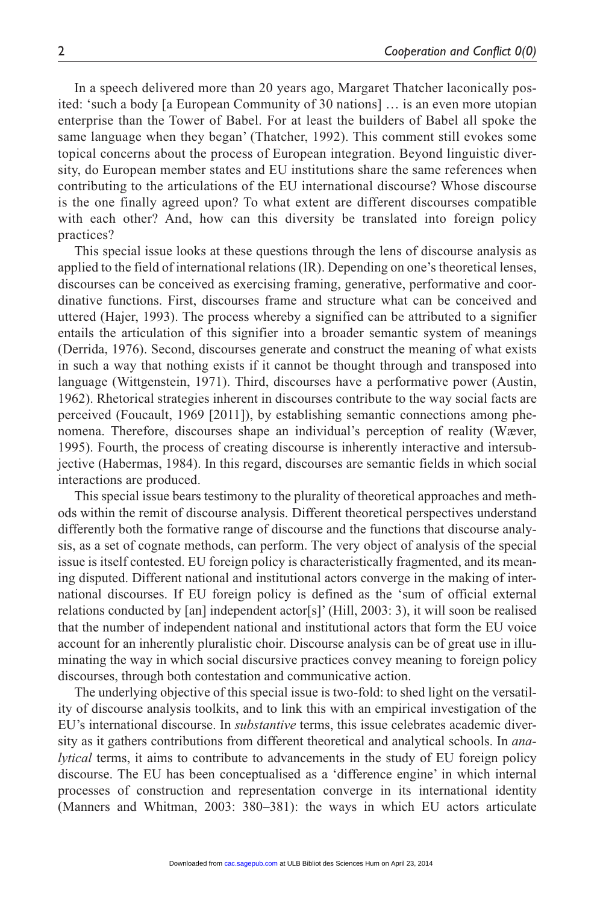In a speech delivered more than 20 years ago, Margaret Thatcher laconically posited: 'such a body [a European Community of 30 nations] … is an even more utopian enterprise than the Tower of Babel. For at least the builders of Babel all spoke the same language when they began' (Thatcher, 1992). This comment still evokes some topical concerns about the process of European integration. Beyond linguistic diversity, do European member states and EU institutions share the same references when contributing to the articulations of the EU international discourse? Whose discourse is the one finally agreed upon? To what extent are different discourses compatible with each other? And, how can this diversity be translated into foreign policy practices?

This special issue looks at these questions through the lens of discourse analysis as applied to the field of international relations (IR). Depending on one's theoretical lenses, discourses can be conceived as exercising framing, generative, performative and coordinative functions. First, discourses frame and structure what can be conceived and uttered (Hajer, 1993). The process whereby a signified can be attributed to a signifier entails the articulation of this signifier into a broader semantic system of meanings (Derrida, 1976). Second, discourses generate and construct the meaning of what exists in such a way that nothing exists if it cannot be thought through and transposed into language (Wittgenstein, 1971). Third, discourses have a performative power (Austin, 1962). Rhetorical strategies inherent in discourses contribute to the way social facts are perceived (Foucault, 1969 [2011]), by establishing semantic connections among phenomena. Therefore, discourses shape an individual's perception of reality (Wæver, 1995). Fourth, the process of creating discourse is inherently interactive and intersubjective (Habermas, 1984). In this regard, discourses are semantic fields in which social interactions are produced.

This special issue bears testimony to the plurality of theoretical approaches and methods within the remit of discourse analysis. Different theoretical perspectives understand differently both the formative range of discourse and the functions that discourse analysis, as a set of cognate methods, can perform. The very object of analysis of the special issue is itself contested. EU foreign policy is characteristically fragmented, and its meaning disputed. Different national and institutional actors converge in the making of international discourses. If EU foreign policy is defined as the 'sum of official external relations conducted by [an] independent actor[s]' (Hill, 2003: 3), it will soon be realised that the number of independent national and institutional actors that form the EU voice account for an inherently pluralistic choir. Discourse analysis can be of great use in illuminating the way in which social discursive practices convey meaning to foreign policy discourses, through both contestation and communicative action.

The underlying objective of this special issue is two-fold: to shed light on the versatility of discourse analysis toolkits, and to link this with an empirical investigation of the EU's international discourse. In *substantive* terms, this issue celebrates academic diversity as it gathers contributions from different theoretical and analytical schools. In *analytical* terms, it aims to contribute to advancements in the study of EU foreign policy discourse. The EU has been conceptualised as a 'difference engine' in which internal processes of construction and representation converge in its international identity (Manners and Whitman, 2003: 380–381): the ways in which EU actors articulate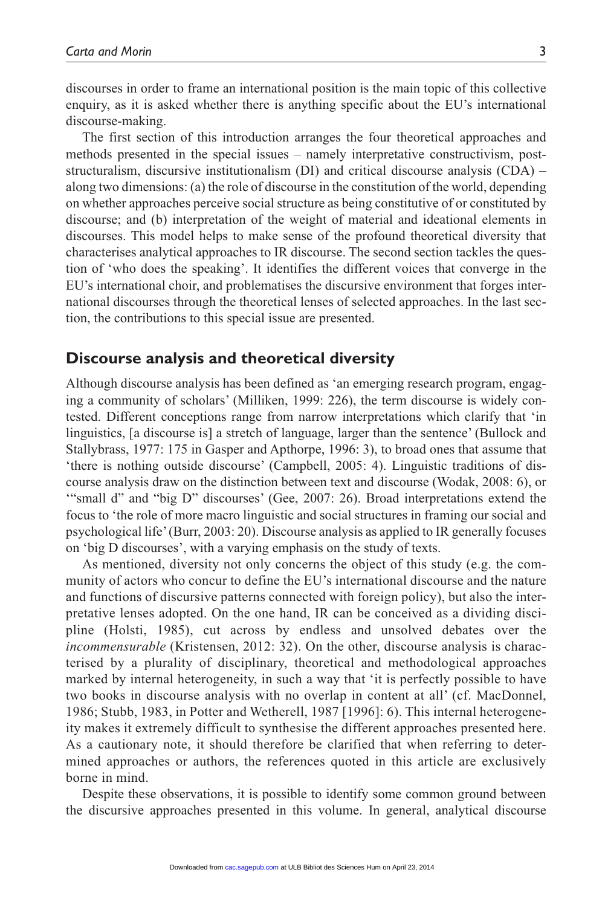discourses in order to frame an international position is the main topic of this collective enquiry, as it is asked whether there is anything specific about the EU's international discourse-making.

The first section of this introduction arranges the four theoretical approaches and methods presented in the special issues – namely interpretative constructivism, post-structuralism, discursive institutionalism (DI) and critical discourse analysis (CDA) – along two dimensions: (a) the role of discourse in the constitution of the world, depending on whether approaches perceive social structure as being constitutive of or constituted by discourse; and (b) interpretation of the weight of material and ideational elements in discourses. This model helps to make sense of the profound theoretical diversity that characterises analytical approaches to IR discourse. The second section tackles the question of 'who does the speaking'. It identifies the different voices that converge in the EU's international choir, and problematises the discursive environment that forges international discourses through the theoretical lenses of selected approaches. In the last section, the contributions to this special issue are presented.

## Discourse analysis and theoretical diversity

Although discourse analysis has been defined as 'an emerging research program, engaging a community of scholars' (Milliken, 1999: 226), the term discourse is widely contested. Different conceptions range from narrow interpretations which clarify that 'in linguistics, [a discourse is] a stretch of language, larger than the sentence' (Bullock and Stallybrass, 1977: 175 in Gasper and Apthorpe, 1996: 3), to broad ones that assume that 'there is nothing outside discourse' (Campbell, 2005: 4). Linguistic traditions of discourse analysis draw on the distinction between text and discourse (Wodak, 2008: 6), or '"small d" and "big D" discourses' (Gee, 2007: 26). Broad interpretations extend the focus to 'the role of more macro linguistic and social structures in framing our social and psychological life' (Burr, 2003: 20). Discourse analysis as applied to IR generally focuses on 'big D discourses', with a varying emphasis on the study of texts.

As mentioned, diversity not only concerns the object of this study (e.g. the community of actors who concur to define the EU's international discourse and the nature and functions of discursive patterns connected with foreign policy), but also the interpretative lenses adopted. On the one hand, IR can be conceived as a dividing discipline (Holsti, 1985), cut across by endless and unsolved debates over the *incommensurable* (Kristensen, 2012: 32). On the other, discourse analysis is characterised by a plurality of disciplinary, theoretical and methodological approaches marked by internal heterogeneity, in such a way that 'it is perfectly possible to have two books in discourse analysis with no overlap in content at all' (cf. MacDonnel, 1986; Stubb, 1983, in Potter and Wetherell, 1987 [1996]: 6). This internal heterogeneity makes it extremely difficult to synthesise the different approaches presented here. As a cautionary note, it should therefore be clarified that when referring to determined approaches or authors, the references quoted in this article are exclusively borne in mind.

Despite these observations, it is possible to identify some common ground between the discursive approaches presented in this volume. In general, analytical discourse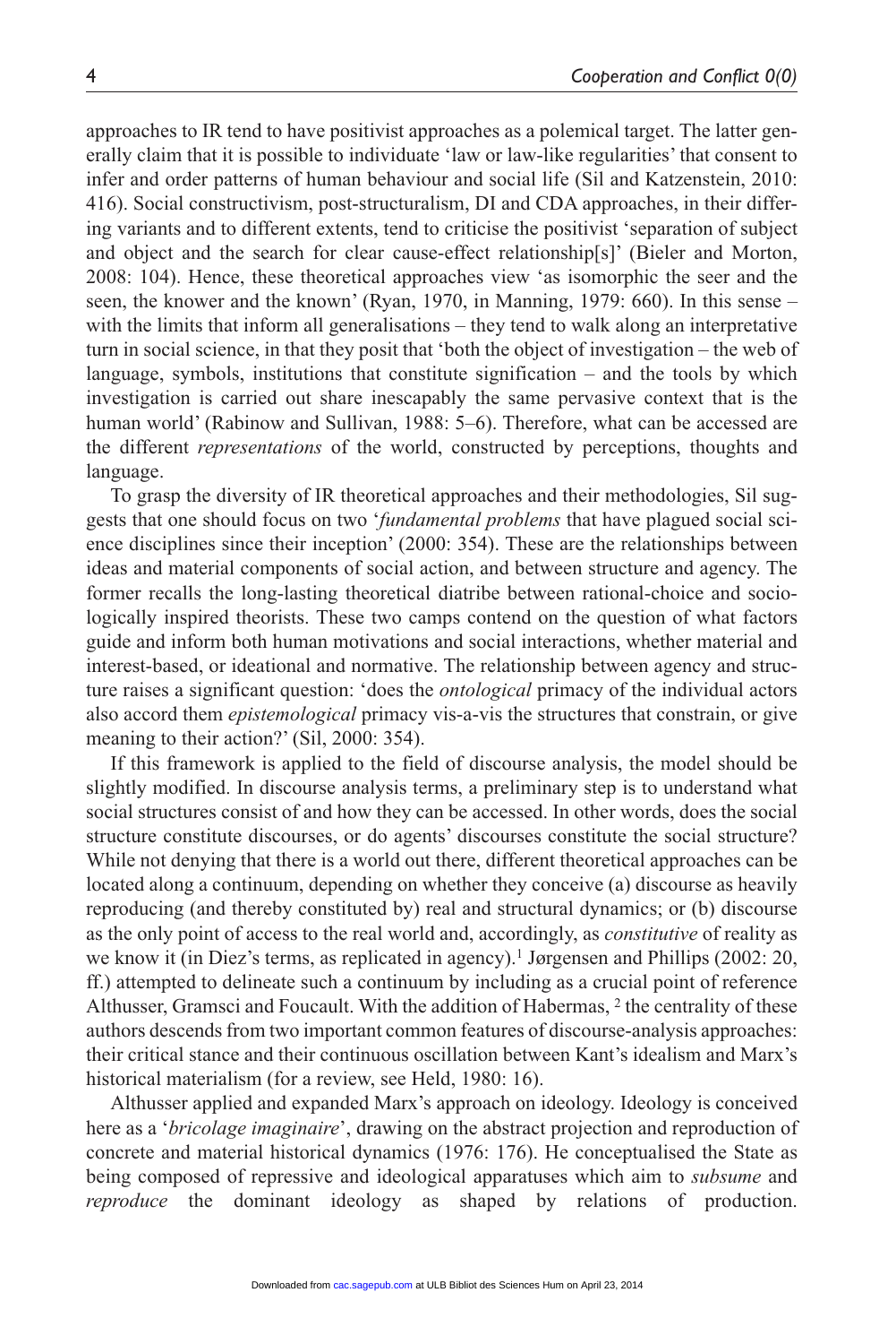approaches to IR tend to have positivist approaches as a polemical target. The latter generally claim that it is possible to individuate 'law or law-like regularities' that consent to infer and order patterns of human behaviour and social life (Sil and Katzenstein, 2010: 416). Social constructivism, post-structuralism, DI and CDA approaches, in their differing variants and to different extents, tend to criticise the positivist 'separation of subject and object and the search for clear cause-effect relationship[s]' (Bieler and Morton, 2008: 104). Hence, these theoretical approaches view 'as isomorphic the seer and the seen, the knower and the known' (Ryan, 1970, in Manning, 1979: 660). In this sense – with the limits that inform all generalisations – they tend to walk along an interpretative turn in social science, in that they posit that 'both the object of investigation – the web of language, symbols, institutions that constitute signification – and the tools by which investigation is carried out share inescapably the same pervasive context that is the human world' (Rabinow and Sullivan, 1988: 5–6). Therefore, what can be accessed are the different *representations* of the world, constructed by perceptions, thoughts and language.

To grasp the diversity of IR theoretical approaches and their methodologies, Sil suggests that one should focus on two '*fundamental problems* that have plagued social science disciplines since their inception' (2000: 354). These are the relationships between ideas and material components of social action, and between structure and agency. The former recalls the long-lasting theoretical diatribe between rational-choice and sociologically inspired theorists. These two camps contend on the question of what factors guide and inform both human motivations and social interactions, whether material and interest-based, or ideational and normative. The relationship between agency and structure raises a significant question: 'does the *ontological* primacy of the individual actors also accord them *epistemological* primacy vis-a-vis the structures that constrain, or give meaning to their action?' (Sil, 2000: 354).

If this framework is applied to the field of discourse analysis, the model should be slightly modified. In discourse analysis terms, a preliminary step is to understand what social structures consist of and how they can be accessed. In other words, does the social structure constitute discourses, or do agents' discourses constitute the social structure? While not denying that there is a world out there, different theoretical approaches can be located along a continuum, depending on whether they conceive (a) discourse as heavily reproducing (and thereby constituted by) real and structural dynamics; or (b) discourse as the only point of access to the real world and, accordingly, as *constitutive* of reality as we know it (in Diez's terms, as replicated in agency).[1] Jørgensen and Phillips (2002: 20, ff.) attempted to delineate such a continuum by including as a crucial point of reference Althusser, Gramsci and Foucault. With the addition of Habermas, [2] the centrality of these authors descends from two important common features of discourse-analysis approaches: their critical stance and their continuous oscillation between Kant's idealism and Marx's historical materialism (for a review, see Held, 1980: 16).

Althusser applied and expanded Marx's approach on ideology. Ideology is conceived here as a '*bricolage imaginaire*', drawing on the abstract projection and reproduction of concrete and material historical dynamics (1976: 176). He conceptualised the State as being composed of repressive and ideological apparatuses which aim to *subsume* and *reproduce* the dominant ideology as shaped by relations of production.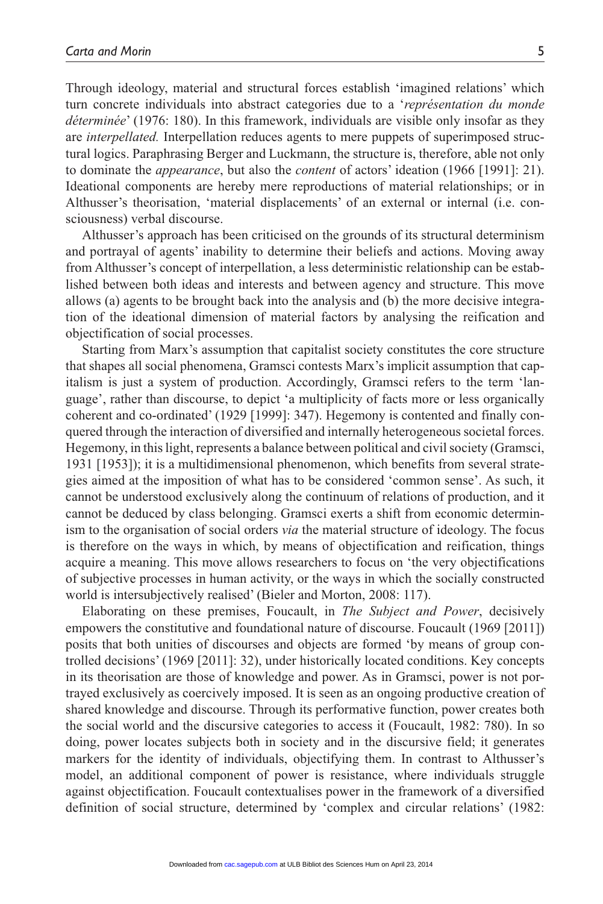Through ideology, material and structural forces establish 'imagined relations' which turn concrete individuals into abstract categories due to a '*représentation du monde déterminée*' (1976: 180). In this framework, individuals are visible only insofar as they are *interpellated.* Interpellation reduces agents to mere puppets of superimposed structural logics. Paraphrasing Berger and Luckmann, the structure is, therefore, able not only to dominate the *appearance*, but also the *content* of actors' ideation (1966 [1991]: 21). Ideational components are hereby mere reproductions of material relationships; or in Althusser's theorisation, 'material displacements' of an external or internal (i.e. consciousness) verbal discourse.

Althusser's approach has been criticised on the grounds of its structural determinism and portrayal of agents' inability to determine their beliefs and actions. Moving away from Althusser's concept of interpellation, a less deterministic relationship can be established between both ideas and interests and between agency and structure. This move allows (a) agents to be brought back into the analysis and (b) the more decisive integration of the ideational dimension of material factors by analysing the reification and objectification of social processes.

Starting from Marx's assumption that capitalist society constitutes the core structure that shapes all social phenomena, Gramsci contests Marx's implicit assumption that capitalism is just a system of production. Accordingly, Gramsci refers to the term 'language', rather than discourse, to depict 'a multiplicity of facts more or less organically coherent and co-ordinated' (1929 [1999]: 347). Hegemony is contented and finally conquered through the interaction of diversified and internally heterogeneous societal forces. Hegemony, in this light, represents a balance between political and civil society (Gramsci, 1931 [1953]); it is a multidimensional phenomenon, which benefits from several strategies aimed at the imposition of what has to be considered 'common sense'. As such, it cannot be understood exclusively along the continuum of relations of production, and it cannot be deduced by class belonging. Gramsci exerts a shift from economic determinism to the organisation of social orders *via* the material structure of ideology. The focus is therefore on the ways in which, by means of objectification and reification, things acquire a meaning. This move allows researchers to focus on 'the very objectifications of subjective processes in human activity, or the ways in which the socially constructed world is intersubjectively realised' (Bieler and Morton, 2008: 117).

Elaborating on these premises, Foucault, in *The Subject and Power*, decisively empowers the constitutive and foundational nature of discourse. Foucault (1969 [2011]) posits that both unities of discourses and objects are formed 'by means of group controlled decisions' (1969 [2011]: 32), under historically located conditions. Key concepts in its theorisation are those of knowledge and power. As in Gramsci, power is not portrayed exclusively as coercively imposed. It is seen as an ongoing productive creation of shared knowledge and discourse. Through its performative function, power creates both the social world and the discursive categories to access it (Foucault, 1982: 780). In so doing, power locates subjects both in society and in the discursive field; it generates markers for the identity of individuals, objectifying them. In contrast to Althusser's model, an additional component of power is resistance, where individuals struggle against objectification. Foucault contextualises power in the framework of a diversified definition of social structure, determined by 'complex and circular relations' (1982: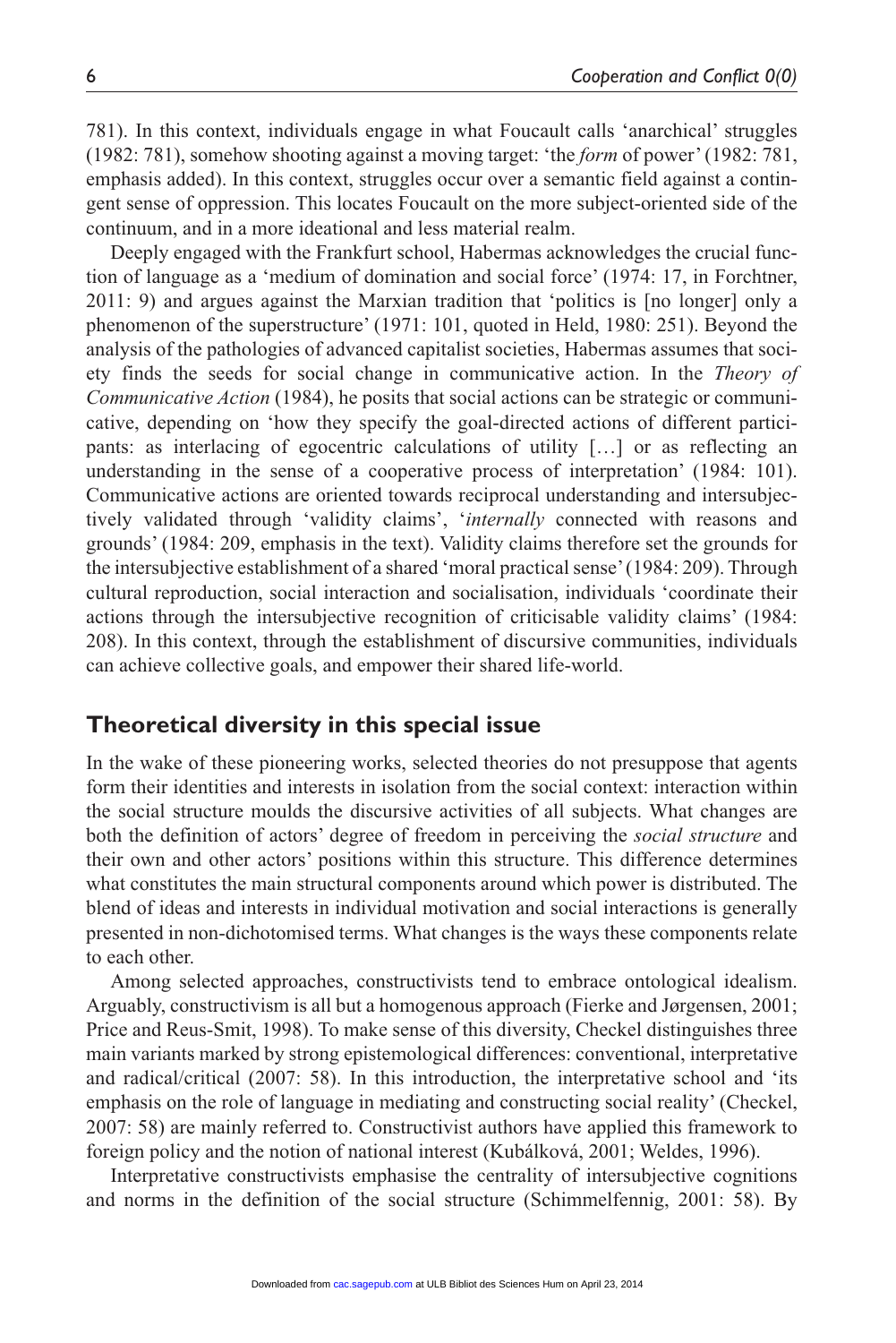781). In this context, individuals engage in what Foucault calls 'anarchical' struggles (1982: 781), somehow shooting against a moving target: 'the *form* of power' (1982: 781, emphasis added). In this context, struggles occur over a semantic field against a contingent sense of oppression. This locates Foucault on the more subject-oriented side of the continuum, and in a more ideational and less material realm.

Deeply engaged with the Frankfurt school, Habermas acknowledges the crucial function of language as a 'medium of domination and social force' (1974: 17, in Forchtner, 2011: 9) and argues against the Marxian tradition that 'politics is [no longer] only a phenomenon of the superstructure' (1971: 101, quoted in Held, 1980: 251). Beyond the analysis of the pathologies of advanced capitalist societies, Habermas assumes that society finds the seeds for social change in communicative action. In the *Theory of Communicative Action* (1984), he posits that social actions can be strategic or communicative, depending on 'how they specify the goal-directed actions of different participants: as interlacing of egocentric calculations of utility […] or as reflecting an understanding in the sense of a cooperative process of interpretation' (1984: 101). Communicative actions are oriented towards reciprocal understanding and intersubjectively validated through 'validity claims', '*internally* connected with reasons and grounds' (1984: 209, emphasis in the text). Validity claims therefore set the grounds for the intersubjective establishment of a shared 'moral practical sense' (1984: 209). Through cultural reproduction, social interaction and socialisation, individuals 'coordinate their actions through the intersubjective recognition of criticisable validity claims' (1984: 208). In this context, through the establishment of discursive communities, individuals can achieve collective goals, and empower their shared life-world.

## Theoretical diversity in this special issue

In the wake of these pioneering works, selected theories do not presuppose that agents form their identities and interests in isolation from the social context: interaction within the social structure moulds the discursive activities of all subjects. What changes are both the definition of actors' degree of freedom in perceiving the *social structure* and their own and other actors' positions within this structure. This difference determines what constitutes the main structural components around which power is distributed. The blend of ideas and interests in individual motivation and social interactions is generally presented in non-dichotomised terms. What changes is the ways these components relate to each other.

Among selected approaches, constructivists tend to embrace ontological idealism. Arguably, constructivism is all but a homogenous approach (Fierke and Jørgensen, 2001; Price and Reus-Smit, 1998). To make sense of this diversity, Checkel distinguishes three main variants marked by strong epistemological differences: conventional, interpretative and radical/critical (2007: 58). In this introduction, the interpretative school and 'its emphasis on the role of language in mediating and constructing social reality' (Checkel, 2007: 58) are mainly referred to. Constructivist authors have applied this framework to foreign policy and the notion of national interest (Kubálková, 2001; Weldes, 1996).

Interpretative constructivists emphasise the centrality of intersubjective cognitions and norms in the definition of the social structure (Schimmelfennig, 2001: 58). By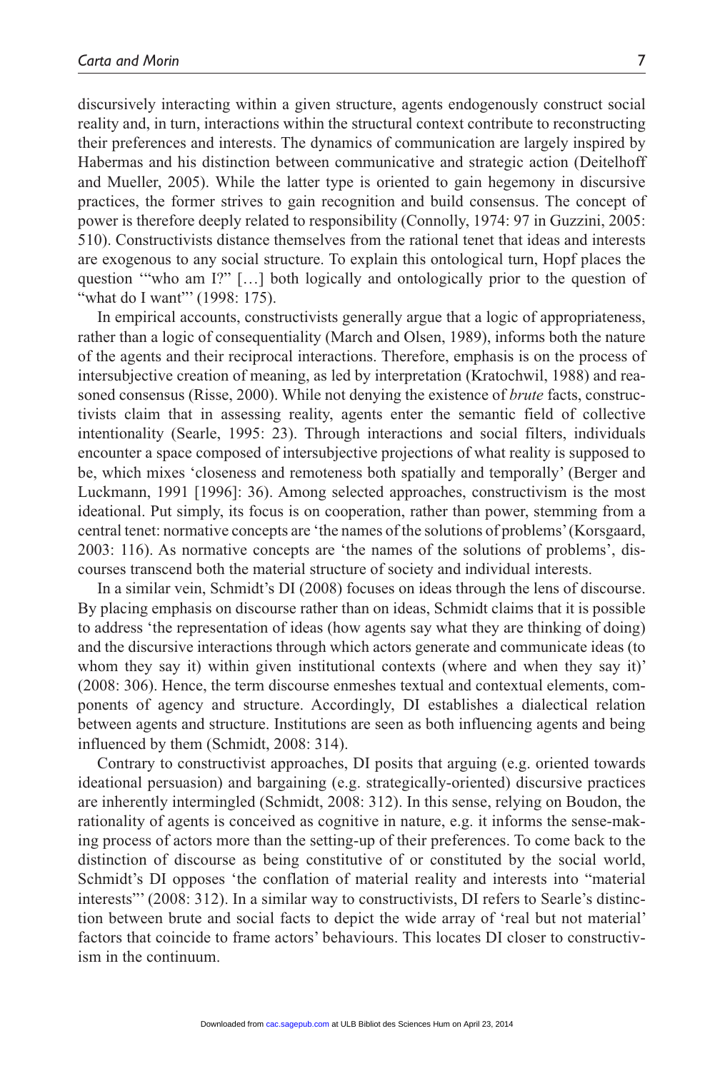discursively interacting within a given structure, agents endogenously construct social reality and, in turn, interactions within the structural context contribute to reconstructing their preferences and interests. The dynamics of communication are largely inspired by Habermas and his distinction between communicative and strategic action (Deitelhoff and Mueller, 2005). While the latter type is oriented to gain hegemony in discursive practices, the former strives to gain recognition and build consensus. The concept of power is therefore deeply related to responsibility (Connolly, 1974: 97 in Guzzini, 2005: 510). Constructivists distance themselves from the rational tenet that ideas and interests are exogenous to any social structure. To explain this ontological turn, Hopf places the question '"who am I?" […] both logically and ontologically prior to the question of "what do I want"' (1998: 175).

In empirical accounts, constructivists generally argue that a logic of appropriateness, rather than a logic of consequentiality (March and Olsen, 1989), informs both the nature of the agents and their reciprocal interactions. Therefore, emphasis is on the process of intersubjective creation of meaning, as led by interpretation (Kratochwil, 1988) and reasoned consensus (Risse, 2000). While not denying the existence of *brute* facts, constructivists claim that in assessing reality, agents enter the semantic field of collective intentionality (Searle, 1995: 23). Through interactions and social filters, individuals encounter a space composed of intersubjective projections of what reality is supposed to be, which mixes 'closeness and remoteness both spatially and temporally' (Berger and Luckmann, 1991 [1996]: 36). Among selected approaches, constructivism is the most ideational. Put simply, its focus is on cooperation, rather than power, stemming from a central tenet: normative concepts are 'the names of the solutions of problems' (Korsgaard, 2003: 116). As normative concepts are 'the names of the solutions of problems', discourses transcend both the material structure of society and individual interests.

In a similar vein, Schmidt's DI (2008) focuses on ideas through the lens of discourse. By placing emphasis on discourse rather than on ideas, Schmidt claims that it is possible to address 'the representation of ideas (how agents say what they are thinking of doing) and the discursive interactions through which actors generate and communicate ideas (to whom they say it) within given institutional contexts (where and when they say it)' (2008: 306). Hence, the term discourse enmeshes textual and contextual elements, components of agency and structure. Accordingly, DI establishes a dialectical relation between agents and structure. Institutions are seen as both influencing agents and being influenced by them (Schmidt, 2008: 314).

Contrary to constructivist approaches, DI posits that arguing (e.g. oriented towards ideational persuasion) and bargaining (e.g. strategically-oriented) discursive practices are inherently intermingled (Schmidt, 2008: 312). In this sense, relying on Boudon, the rationality of agents is conceived as cognitive in nature, e.g. it informs the sense-making process of actors more than the setting-up of their preferences. To come back to the distinction of discourse as being constitutive of or constituted by the social world, Schmidt's DI opposes 'the conflation of material reality and interests into "material interests"' (2008: 312). In a similar way to constructivists, DI refers to Searle's distinction between brute and social facts to depict the wide array of 'real but not material' factors that coincide to frame actors' behaviours. This locates DI closer to constructivism in the continuum.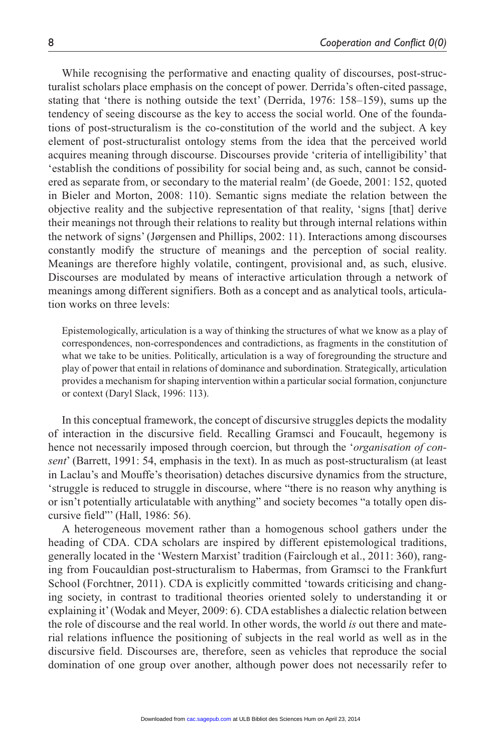While recognising the performative and enacting quality of discourses, post-structuralist scholars place emphasis on the concept of power. Derrida's often-cited passage, stating that 'there is nothing outside the text' (Derrida, 1976: 158–159), sums up the tendency of seeing discourse as the key to access the social world. One of the foundations of post-structuralism is the co-constitution of the world and the subject. A key element of post-structuralist ontology stems from the idea that the perceived world acquires meaning through discourse. Discourses provide 'criteria of intelligibility' that 'establish the conditions of possibility for social being and, as such, cannot be considered as separate from, or secondary to the material realm' (de Goede, 2001: 152, quoted in Bieler and Morton, 2008: 110). Semantic signs mediate the relation between the objective reality and the subjective representation of that reality, 'signs [that] derive their meanings not through their relations to reality but through internal relations within the network of signs' (Jørgensen and Phillips, 2002: 11). Interactions among discourses constantly modify the structure of meanings and the perception of social reality. Meanings are therefore highly volatile, contingent, provisional and, as such, elusive. Discourses are modulated by means of interactive articulation through a network of meanings among different signifiers. Both as a concept and as analytical tools, articulation works on three levels:

> Epistemologically, articulation is a way of thinking the structures of what we know as a play of correspondences, non-correspondences and contradictions, as fragments in the constitution of what we take to be unities. Politically, articulation is a way of foregrounding the structure and play of power that entail in relations of dominance and subordination. Strategically, articulation provides a mechanism for shaping intervention within a particular social formation, conjuncture or context (Daryl Slack, 1996: 113).

In this conceptual framework, the concept of discursive struggles depicts the modality of interaction in the discursive field. Recalling Gramsci and Foucault, hegemony is hence not necessarily imposed through coercion, but through the '*organisation of consent*' (Barrett, 1991: 54, emphasis in the text). In as much as post-structuralism (at least in Laclau's and Mouffe's theorisation) detaches discursive dynamics from the structure, 'struggle is reduced to struggle in discourse, where "there is no reason why anything is or isn't potentially articulatable with anything" and society becomes "a totally open discursive field"' (Hall, 1986: 56).

A heterogeneous movement rather than a homogenous school gathers under the heading of CDA. CDA scholars are inspired by different epistemological traditions, generally located in the 'Western Marxist' tradition (Fairclough et al., 2011: 360), ranging from Foucauldian post-structuralism to Habermas, from Gramsci to the Frankfurt School (Forchtner, 2011). CDA is explicitly committed 'towards criticising and changing society, in contrast to traditional theories oriented solely to understanding it or explaining it' (Wodak and Meyer, 2009: 6). CDA establishes a dialectic relation between the role of discourse and the real world. In other words, the world *is* out there and material relations influence the positioning of subjects in the real world as well as in the discursive field. Discourses are, therefore, seen as vehicles that reproduce the social domination of one group over another, although power does not necessarily refer to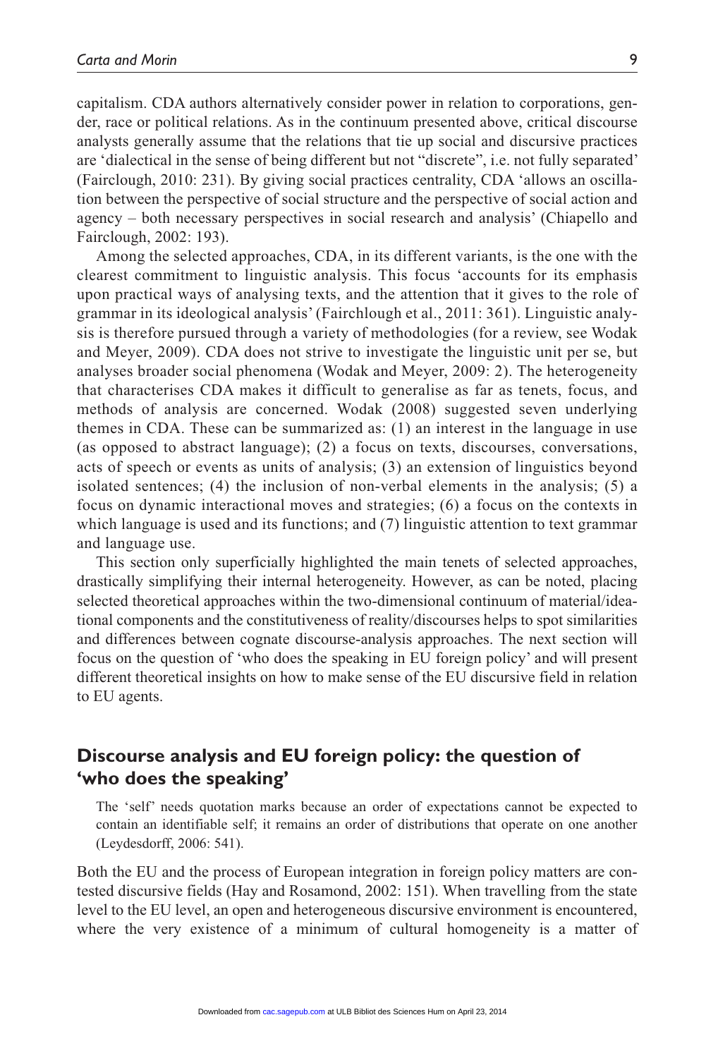capitalism. CDA authors alternatively consider power in relation to corporations, gender, race or political relations. As in the continuum presented above, critical discourse analysts generally assume that the relations that tie up social and discursive practices are 'dialectical in the sense of being different but not "discrete", i.e. not fully separated' (Fairclough, 2010: 231). By giving social practices centrality, CDA 'allows an oscillation between the perspective of social structure and the perspective of social action and agency – both necessary perspectives in social research and analysis' (Chiapello and Fairclough, 2002: 193).

Among the selected approaches, CDA, in its different variants, is the one with the clearest commitment to linguistic analysis. This focus 'accounts for its emphasis upon practical ways of analysing texts, and the attention that it gives to the role of grammar in its ideological analysis' (Fairchlough et al., 2011: 361). Linguistic analysis is therefore pursued through a variety of methodologies (for a review, see Wodak and Meyer, 2009). CDA does not strive to investigate the linguistic unit per se, but analyses broader social phenomena (Wodak and Meyer, 2009: 2). The heterogeneity that characterises CDA makes it difficult to generalise as far as tenets, focus, and methods of analysis are concerned. Wodak (2008) suggested seven underlying themes in CDA. These can be summarized as: (1) an interest in the language in use (as opposed to abstract language); (2) a focus on texts, discourses, conversations, acts of speech or events as units of analysis; (3) an extension of linguistics beyond isolated sentences; (4) the inclusion of non-verbal elements in the analysis; (5) a focus on dynamic interactional moves and strategies; (6) a focus on the contexts in which language is used and its functions; and (7) linguistic attention to text grammar and language use.

This section only superficially highlighted the main tenets of selected approaches, drastically simplifying their internal heterogeneity. However, as can be noted, placing selected theoretical approaches within the two-dimensional continuum of material/ideational components and the constitutiveness of reality/discourses helps to spot similarities and differences between cognate discourse-analysis approaches. The next section will focus on the question of 'who does the speaking in EU foreign policy' and will present different theoretical insights on how to make sense of the EU discursive field in relation to EU agents.

## Discourse analysis and EU foreign policy: the question of 'who does the speaking'

> The 'self' needs quotation marks because an order of expectations cannot be expected to contain an identifiable self; it remains an order of distributions that operate on one another (Leydesdorff, 2006: 541).

Both the EU and the process of European integration in foreign policy matters are contested discursive fields (Hay and Rosamond, 2002: 151). When travelling from the state level to the EU level, an open and heterogeneous discursive environment is encountered, where the very existence of a minimum of cultural homogeneity is a matter of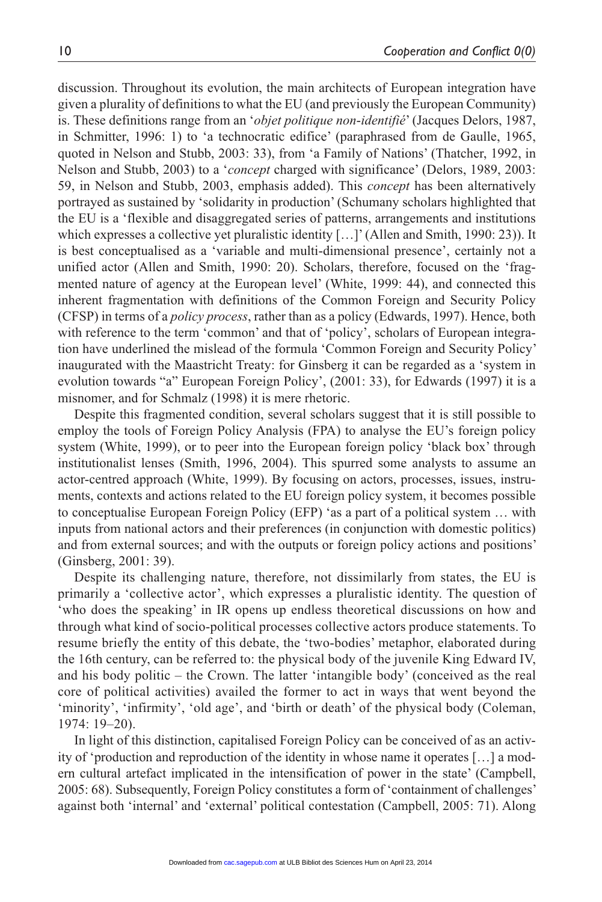discussion. Throughout its evolution, the main architects of European integration have given a plurality of definitions to what the EU (and previously the European Community) is. These definitions range from an '*objet politique non-identifié*' (Jacques Delors, 1987, in Schmitter, 1996: 1) to 'a technocratic edifice' (paraphrased from de Gaulle, 1965, quoted in Nelson and Stubb, 2003: 33), from 'a Family of Nations' (Thatcher, 1992, in Nelson and Stubb, 2003) to a '*concept* charged with significance' (Delors, 1989, 2003: 59, in Nelson and Stubb, 2003, emphasis added). This *concept* has been alternatively portrayed as sustained by 'solidarity in production' (Schumany scholars highlighted that the EU is a 'flexible and disaggregated series of patterns, arrangements and institutions which expresses a collective yet pluralistic identity […]' (Allen and Smith, 1990: 23)). It is best conceptualised as a 'variable and multi-dimensional presence', certainly not a unified actor (Allen and Smith, 1990: 20). Scholars, therefore, focused on the 'fragmented nature of agency at the European level' (White, 1999: 44), and connected this inherent fragmentation with definitions of the Common Foreign and Security Policy (CFSP) in terms of a *policy process*, rather than as a policy (Edwards, 1997). Hence, both with reference to the term 'common' and that of 'policy', scholars of European integration have underlined the mislead of the formula 'Common Foreign and Security Policy' inaugurated with the Maastricht Treaty: for Ginsberg it can be regarded as a 'system in evolution towards "a" European Foreign Policy', (2001: 33), for Edwards (1997) it is a misnomer, and for Schmalz (1998) it is mere rhetoric.

Despite this fragmented condition, several scholars suggest that it is still possible to employ the tools of Foreign Policy Analysis (FPA) to analyse the EU's foreign policy system (White, 1999), or to peer into the European foreign policy 'black box' through institutionalist lenses (Smith, 1996, 2004). This spurred some analysts to assume an actor-centred approach (White, 1999). By focusing on actors, processes, issues, instruments, contexts and actions related to the EU foreign policy system, it becomes possible to conceptualise European Foreign Policy (EFP) 'as a part of a political system … with inputs from national actors and their preferences (in conjunction with domestic politics) and from external sources; and with the outputs or foreign policy actions and positions' (Ginsberg, 2001: 39).

Despite its challenging nature, therefore, not dissimilarly from states, the EU is primarily a 'collective actor', which expresses a pluralistic identity. The question of 'who does the speaking' in IR opens up endless theoretical discussions on how and through what kind of socio-political processes collective actors produce statements. To resume briefly the entity of this debate, the 'two-bodies' metaphor, elaborated during the 16th century, can be referred to: the physical body of the juvenile King Edward IV, and his body politic – the Crown. The latter 'intangible body' (conceived as the real core of political activities) availed the former to act in ways that went beyond the 'minority', 'infirmity', 'old age', and 'birth or death' of the physical body (Coleman, 1974: 19–20).

In light of this distinction, capitalised Foreign Policy can be conceived of as an activity of 'production and reproduction of the identity in whose name it operates […] a modern cultural artefact implicated in the intensification of power in the state' (Campbell, 2005: 68). Subsequently, Foreign Policy constitutes a form of 'containment of challenges' against both 'internal' and 'external' political contestation (Campbell, 2005: 71). Along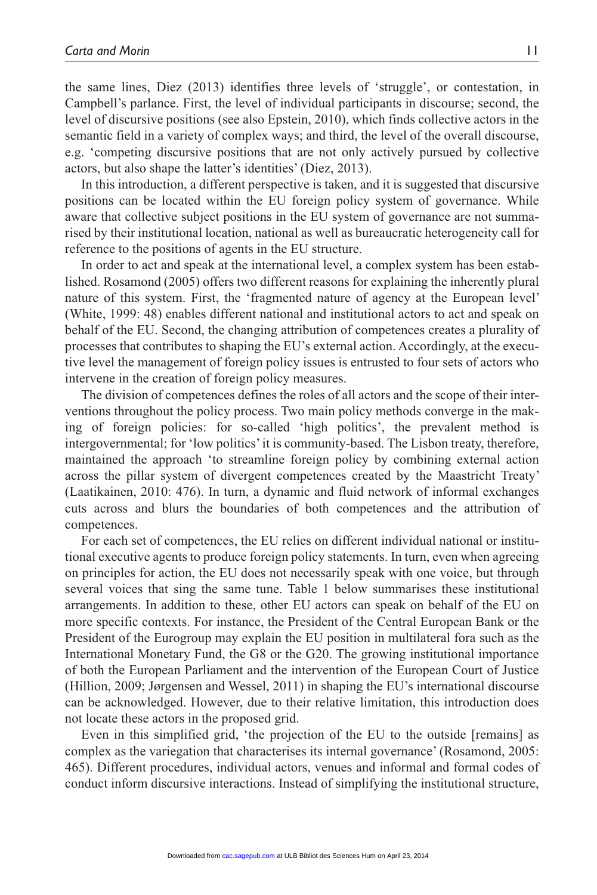the same lines, Diez (2013) identifies three levels of 'struggle', or contestation, in Campbell's parlance. First, the level of individual participants in discourse; second, the level of discursive positions (see also Epstein, 2010), which finds collective actors in the semantic field in a variety of complex ways; and third, the level of the overall discourse, e.g. 'competing discursive positions that are not only actively pursued by collective actors, but also shape the latter's identities' (Diez, 2013).

In this introduction, a different perspective is taken, and it is suggested that discursive positions can be located within the EU foreign policy system of governance. While aware that collective subject positions in the EU system of governance are not summarised by their institutional location, national as well as bureaucratic heterogeneity call for reference to the positions of agents in the EU structure.

In order to act and speak at the international level, a complex system has been established. Rosamond (2005) offers two different reasons for explaining the inherently plural nature of this system. First, the 'fragmented nature of agency at the European level' (White, 1999: 48) enables different national and institutional actors to act and speak on behalf of the EU. Second, the changing attribution of competences creates a plurality of processes that contributes to shaping the EU's external action. Accordingly, at the executive level the management of foreign policy issues is entrusted to four sets of actors who intervene in the creation of foreign policy measures.

The division of competences defines the roles of all actors and the scope of their interventions throughout the policy process. Two main policy methods converge in the making of foreign policies: for so-called 'high politics', the prevalent method is intergovernmental; for 'low politics' it is community-based. The Lisbon treaty, therefore, maintained the approach 'to streamline foreign policy by combining external action across the pillar system of divergent competences created by the Maastricht Treaty' (Laatikainen, 2010: 476). In turn, a dynamic and fluid network of informal exchanges cuts across and blurs the boundaries of both competences and the attribution of competences.

For each set of competences, the EU relies on different individual national or institutional executive agents to produce foreign policy statements. In turn, even when agreeing on principles for action, the EU does not necessarily speak with one voice, but through several voices that sing the same tune. Table 1 below summarises these institutional arrangements. In addition to these, other EU actors can speak on behalf of the EU on more specific contexts. For instance, the President of the Central European Bank or the President of the Eurogroup may explain the EU position in multilateral fora such as the International Monetary Fund, the G8 or the G20. The growing institutional importance of both the European Parliament and the intervention of the European Court of Justice (Hillion, 2009; Jørgensen and Wessel, 2011) in shaping the EU's international discourse can be acknowledged. However, due to their relative limitation, this introduction does not locate these actors in the proposed grid.

Even in this simplified grid, 'the projection of the EU to the outside [remains] as complex as the variegation that characterises its internal governance' (Rosamond, 2005: 465). Different procedures, individual actors, venues and informal and formal codes of conduct inform discursive interactions. Instead of simplifying the institutional structure,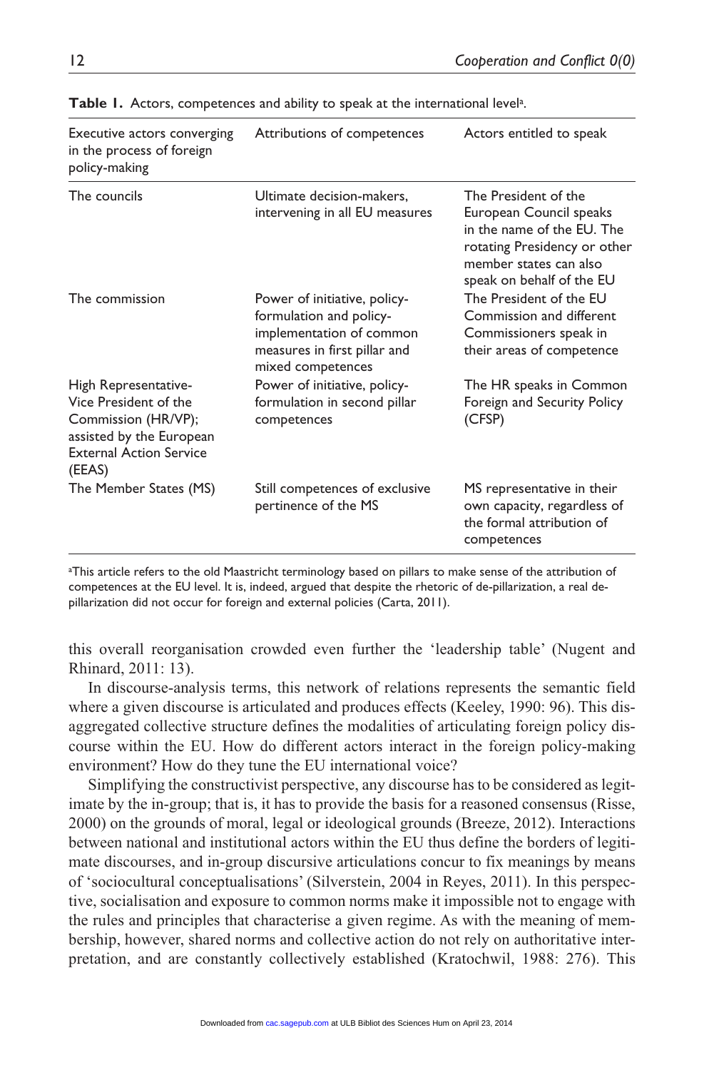**Table 1.** Actors, competences and ability to speak at the international level[a].

| Executive actors converging in the process of foreign policy-making | Attributions of competences | Actors entitled to speak |
|---|---|---|
| The councils | Ultimate decision-makers, intervening in all EU measures | The President of the European Council speaks in the name of the EU. The rotating Presidency or other member states can also speak on behalf of the EU |
| The commission | Power of initiative, policy-formulation and policy-implementation of common measures in first pillar and mixed competences | The President of the EU Commission and different Commissioners speak in their areas of competence |
| High Representative-Vice President of the Commission (HR/VP); assisted by the European External Action Service (EEAS) | Power of initiative, policy-formulation in second pillar competences | The HR speaks in Common Foreign and Security Policy (CFSP) |
| The Member States (MS) | Still competences of exclusive pertinence of the MS | MS representative in their own capacity, regardless of the formal attribution of competences |

[a]This article refers to the old Maastricht terminology based on pillars to make sense of the attribution of competences at the EU level. It is, indeed, argued that despite the rhetoric of de-pillarization, a real de-pillarization did not occur for foreign and external policies (Carta, 2011).

this overall reorganisation crowded even further the 'leadership table' (Nugent and Rhinard, 2011: 13).

In discourse-analysis terms, this network of relations represents the semantic field where a given discourse is articulated and produces effects (Keeley, 1990: 96). This disaggregated collective structure defines the modalities of articulating foreign policy discourse within the EU. How do different actors interact in the foreign policy-making environment? How do they tune the EU international voice?

Simplifying the constructivist perspective, any discourse has to be considered as legitimate by the in-group; that is, it has to provide the basis for a reasoned consensus (Risse, 2000) on the grounds of moral, legal or ideological grounds (Breeze, 2012). Interactions between national and institutional actors within the EU thus define the borders of legitimate discourses, and in-group discursive articulations concur to fix meanings by means of 'sociocultural conceptualisations' (Silverstein, 2004 in Reyes, 2011). In this perspective, socialisation and exposure to common norms make it impossible not to engage with the rules and principles that characterise a given regime. As with the meaning of membership, however, shared norms and collective action do not rely on authoritative interpretation, and are constantly collectively established (Kratochwil, 1988: 276). This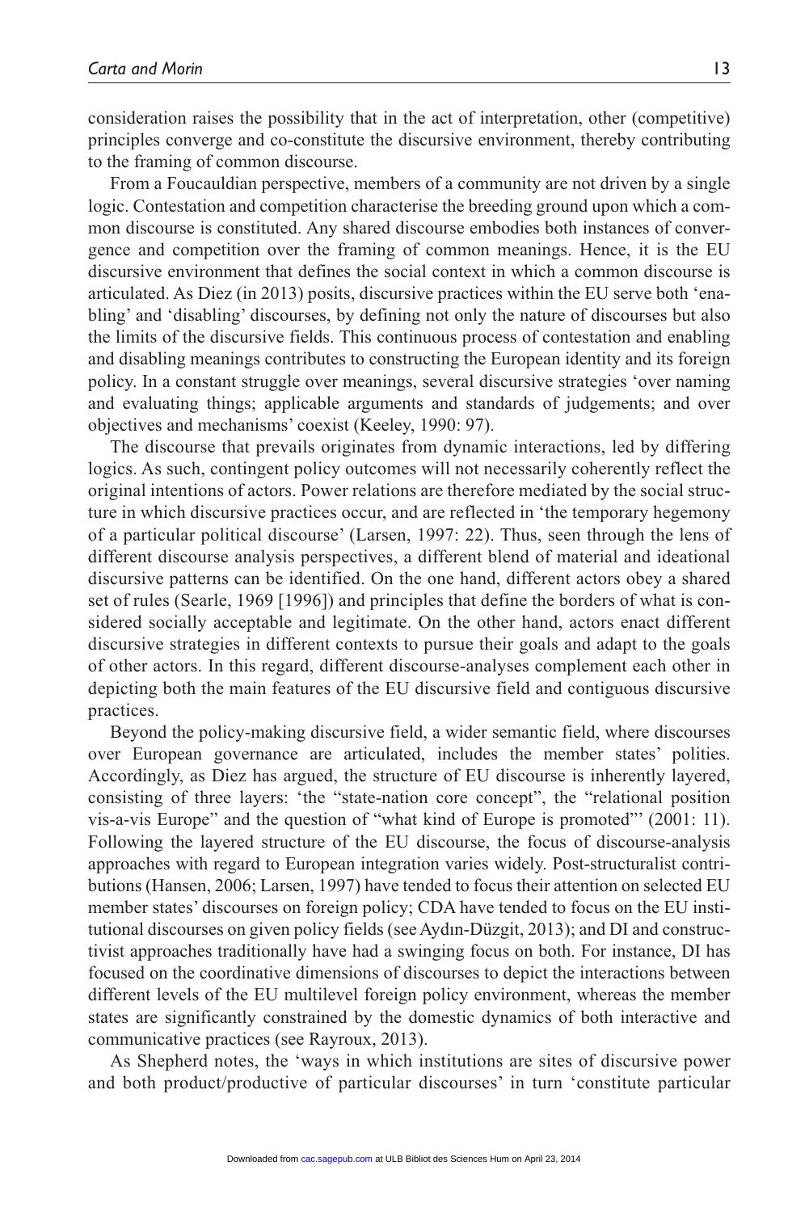consideration raises the possibility that in the act of interpretation, other (competitive) principles converge and co-constitute the discursive environment, thereby contributing to the framing of common discourse.

From a Foucauldian perspective, members of a community are not driven by a single logic. Contestation and competition characterise the breeding ground upon which a common discourse is constituted. Any shared discourse embodies both instances of convergence and competition over the framing of common meanings. Hence, it is the EU discursive environment that defines the social context in which a common discourse is articulated. As Diez (in 2013) posits, discursive practices within the EU serve both 'enabling' and 'disabling' discourses, by defining not only the nature of discourses but also the limits of the discursive fields. This continuous process of contestation and enabling and disabling meanings contributes to constructing the European identity and its foreign policy. In a constant struggle over meanings, several discursive strategies 'over naming and evaluating things; applicable arguments and standards of judgements; and over objectives and mechanisms' coexist (Keeley, 1990: 97).

The discourse that prevails originates from dynamic interactions, led by differing logics. As such, contingent policy outcomes will not necessarily coherently reflect the original intentions of actors. Power relations are therefore mediated by the social structure in which discursive practices occur, and are reflected in 'the temporary hegemony of a particular political discourse' (Larsen, 1997: 22). Thus, seen through the lens of different discourse analysis perspectives, a different blend of material and ideational discursive patterns can be identified. On the one hand, different actors obey a shared set of rules (Searle, 1969 [1996]) and principles that define the borders of what is considered socially acceptable and legitimate. On the other hand, actors enact different discursive strategies in different contexts to pursue their goals and adapt to the goals of other actors. In this regard, different discourse-analyses complement each other in depicting both the main features of the EU discursive field and contiguous discursive practices.

Beyond the policy-making discursive field, a wider semantic field, where discourses over European governance are articulated, includes the member states' polities. Accordingly, as Diez has argued, the structure of EU discourse is inherently layered, consisting of three layers: 'the "state-nation core concept", the "relational position vis-a-vis Europe" and the question of "what kind of Europe is promoted"' (2001: 11). Following the layered structure of the EU discourse, the focus of discourse-analysis approaches with regard to European integration varies widely. Post-structuralist contributions (Hansen, 2006; Larsen, 1997) have tended to focus their attention on selected EU member states' discourses on foreign policy; CDA have tended to focus on the EU institutional discourses on given policy fields (see Aydın-Düzgit, 2013); and DI and constructivist approaches traditionally have had a swinging focus on both. For instance, DI has focused on the coordinative dimensions of discourses to depict the interactions between different levels of the EU multilevel foreign policy environment, whereas the member states are significantly constrained by the domestic dynamics of both interactive and communicative practices (see Rayroux, 2013).

As Shepherd notes, the 'ways in which institutions are sites of discursive power and both product/productive of particular discourses' in turn 'constitute particular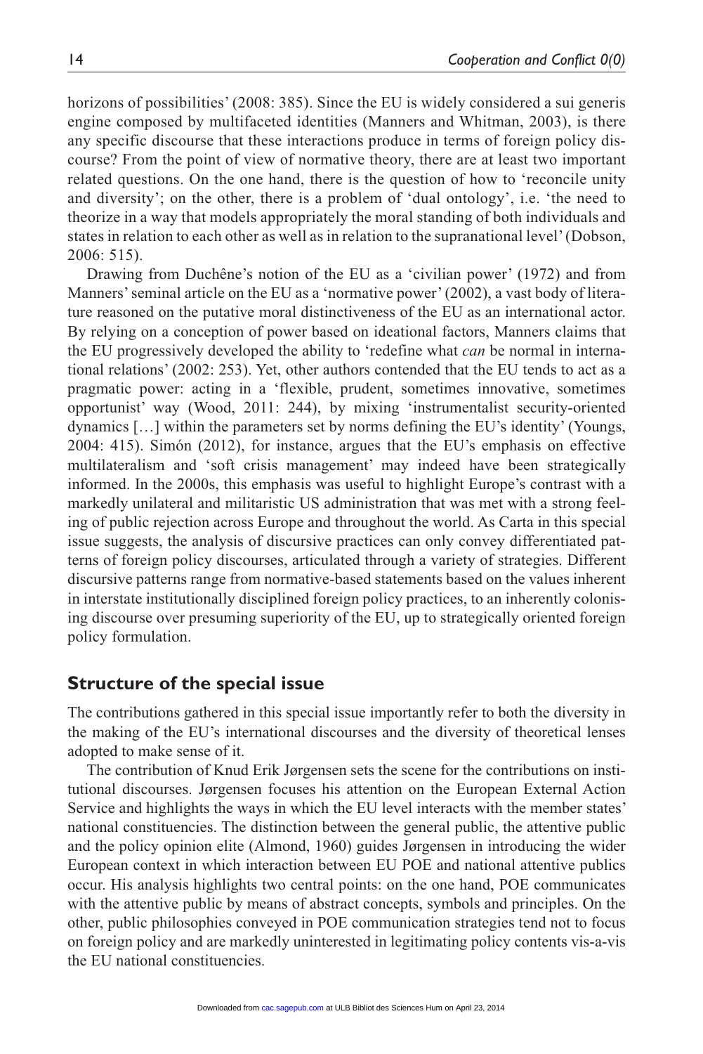horizons of possibilities' (2008: 385). Since the EU is widely considered a sui generis engine composed by multifaceted identities (Manners and Whitman, 2003), is there any specific discourse that these interactions produce in terms of foreign policy discourse? From the point of view of normative theory, there are at least two important related questions. On the one hand, there is the question of how to 'reconcile unity and diversity'; on the other, there is a problem of 'dual ontology', i.e. 'the need to theorize in a way that models appropriately the moral standing of both individuals and states in relation to each other as well as in relation to the supranational level' (Dobson, 2006: 515).

Drawing from Duchêne's notion of the EU as a 'civilian power' (1972) and from Manners' seminal article on the EU as a 'normative power' (2002), a vast body of literature reasoned on the putative moral distinctiveness of the EU as an international actor. By relying on a conception of power based on ideational factors, Manners claims that the EU progressively developed the ability to 'redefine what *can* be normal in international relations' (2002: 253). Yet, other authors contended that the EU tends to act as a pragmatic power: acting in a 'flexible, prudent, sometimes innovative, sometimes opportunist' way (Wood, 2011: 244), by mixing 'instrumentalist security-oriented dynamics […] within the parameters set by norms defining the EU's identity' (Youngs, 2004: 415). Simón (2012), for instance, argues that the EU's emphasis on effective multilateralism and 'soft crisis management' may indeed have been strategically informed. In the 2000s, this emphasis was useful to highlight Europe's contrast with a markedly unilateral and militaristic US administration that was met with a strong feeling of public rejection across Europe and throughout the world. As Carta in this special issue suggests, the analysis of discursive practices can only convey differentiated patterns of foreign policy discourses, articulated through a variety of strategies. Different discursive patterns range from normative-based statements based on the values inherent in interstate institutionally disciplined foreign policy practices, to an inherently colonising discourse over presuming superiority of the EU, up to strategically oriented foreign policy formulation.

## Structure of the special issue

The contributions gathered in this special issue importantly refer to both the diversity in the making of the EU's international discourses and the diversity of theoretical lenses adopted to make sense of it.

The contribution of Knud Erik Jørgensen sets the scene for the contributions on institutional discourses. Jørgensen focuses his attention on the European External Action Service and highlights the ways in which the EU level interacts with the member states' national constituencies. The distinction between the general public, the attentive public and the policy opinion elite (Almond, 1960) guides Jørgensen in introducing the wider European context in which interaction between EU POE and national attentive publics occur. His analysis highlights two central points: on the one hand, POE communicates with the attentive public by means of abstract concepts, symbols and principles. On the other, public philosophies conveyed in POE communication strategies tend not to focus on foreign policy and are markedly uninterested in legitimating policy contents vis-a-vis the EU national constituencies.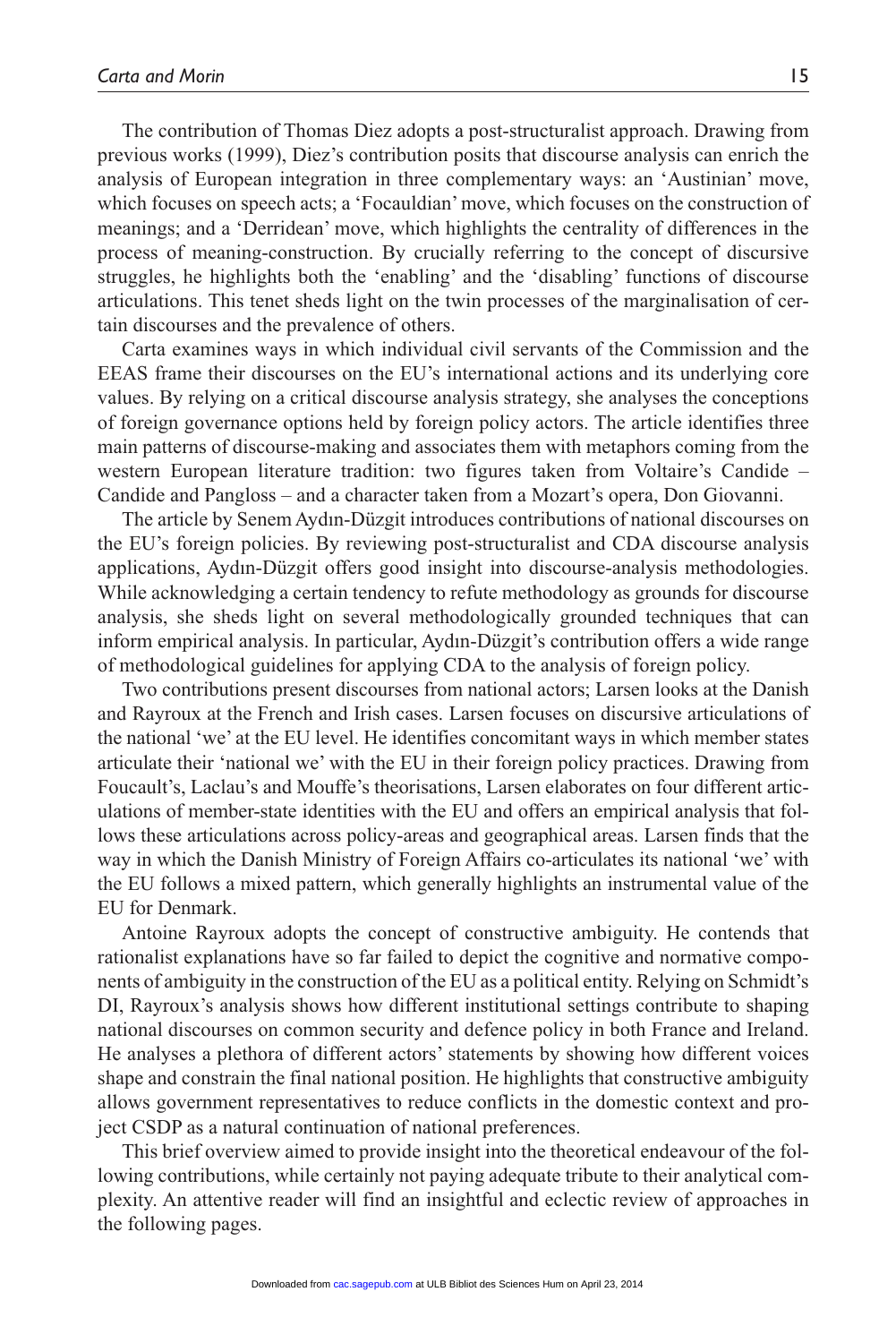The contribution of Thomas Diez adopts a post-structuralist approach. Drawing from previous works (1999), Diez's contribution posits that discourse analysis can enrich the analysis of European integration in three complementary ways: an 'Austinian' move, which focuses on speech acts; a 'Focauldian' move, which focuses on the construction of meanings; and a 'Derridean' move, which highlights the centrality of differences in the process of meaning-construction. By crucially referring to the concept of discursive struggles, he highlights both the 'enabling' and the 'disabling' functions of discourse articulations. This tenet sheds light on the twin processes of the marginalisation of certain discourses and the prevalence of others.

Carta examines ways in which individual civil servants of the Commission and the EEAS frame their discourses on the EU's international actions and its underlying core values. By relying on a critical discourse analysis strategy, she analyses the conceptions of foreign governance options held by foreign policy actors. The article identifies three main patterns of discourse-making and associates them with metaphors coming from the western European literature tradition: two figures taken from Voltaire's Candide – Candide and Pangloss – and a character taken from a Mozart's opera, Don Giovanni.

The article by Senem Aydın-Düzgit introduces contributions of national discourses on the EU's foreign policies. By reviewing post-structuralist and CDA discourse analysis applications, Aydın-Düzgit offers good insight into discourse-analysis methodologies. While acknowledging a certain tendency to refute methodology as grounds for discourse analysis, she sheds light on several methodologically grounded techniques that can inform empirical analysis. In particular, Aydın-Düzgit's contribution offers a wide range of methodological guidelines for applying CDA to the analysis of foreign policy.

Two contributions present discourses from national actors; Larsen looks at the Danish and Rayroux at the French and Irish cases. Larsen focuses on discursive articulations of the national 'we' at the EU level. He identifies concomitant ways in which member states articulate their 'national we' with the EU in their foreign policy practices. Drawing from Foucault's, Laclau's and Mouffe's theorisations, Larsen elaborates on four different articulations of member-state identities with the EU and offers an empirical analysis that follows these articulations across policy-areas and geographical areas. Larsen finds that the way in which the Danish Ministry of Foreign Affairs co-articulates its national 'we' with the EU follows a mixed pattern, which generally highlights an instrumental value of the EU for Denmark.

Antoine Rayroux adopts the concept of constructive ambiguity. He contends that rationalist explanations have so far failed to depict the cognitive and normative components of ambiguity in the construction of the EU as a political entity. Relying on Schmidt's DI, Rayroux's analysis shows how different institutional settings contribute to shaping national discourses on common security and defence policy in both France and Ireland. He analyses a plethora of different actors' statements by showing how different voices shape and constrain the final national position. He highlights that constructive ambiguity allows government representatives to reduce conflicts in the domestic context and project CSDP as a natural continuation of national preferences.

This brief overview aimed to provide insight into the theoretical endeavour of the following contributions, while certainly not paying adequate tribute to their analytical complexity. An attentive reader will find an insightful and eclectic review of approaches in the following pages.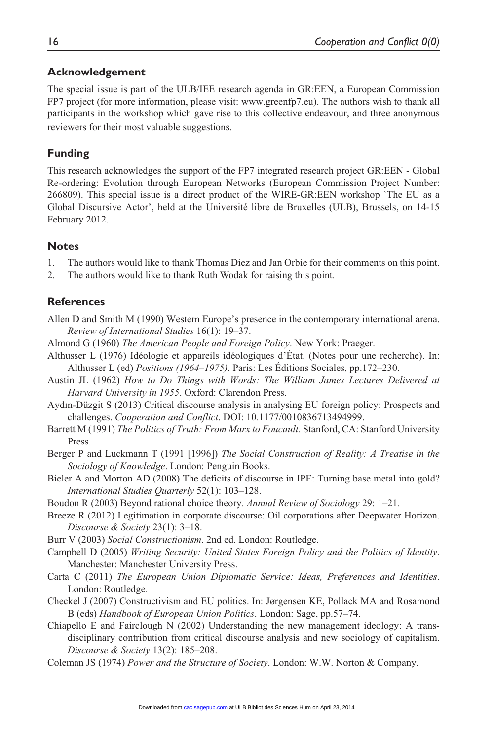## Acknowledgement

The special issue is part of the ULB/IEE research agenda in GR:EEN, a European Commission FP7 project (for more information, please visit: www.greenfp7.eu). The authors wish to thank all participants in the workshop which gave rise to this collective endeavour, and three anonymous reviewers for their most valuable suggestions.

## Funding

This research acknowledges the support of the FP7 integrated research project GR:EEN - Global Re-ordering: Evolution through European Networks (European Commission Project Number: 266809). This special issue is a direct product of the WIRE-GR:EEN workshop `The EU as a Global Discursive Actor', held at the Université libre de Bruxelles (ULB), Brussels, on 14-15 February 2012.

## Notes

1. The authors would like to thank Thomas Diez and Jan Orbie for their comments on this point.
2. The authors would like to thank Ruth Wodak for raising this point.

## References

Allen D and Smith M (1990) Western Europe's presence in the contemporary international arena. *Review of International Studies* 16(1): 19–37.

Almond G (1960) *The American People and Foreign Policy*. New York: Praeger.

Althusser L (1976) Idéologie et appareils idéologiques d'État. (Notes pour une recherche). In: Althusser L (ed) *Positions (1964–1975)*. Paris: Les Éditions Sociales, pp.172–230.

Austin JL (1962) *How to Do Things with Words: The William James Lectures Delivered at Harvard University in 1955*. Oxford: Clarendon Press.

Aydın-Düzgit S (2013) Critical discourse analysis in analysing EU foreign policy: Prospects and challenges. *Cooperation and Conflict*. DOI: 10.1177/0010836713494999.

Barrett M (1991) *The Politics of Truth: From Marx to Foucault*. Stanford, CA: Stanford University Press.

Berger P and Luckmann T (1991 [1996]) *The Social Construction of Reality: A Treatise in the Sociology of Knowledge*. London: Penguin Books.

Bieler A and Morton AD (2008) The deficits of discourse in IPE: Turning base metal into gold? *International Studies Quarterly* 52(1): 103–128.

Boudon R (2003) Beyond rational choice theory. *Annual Review of Sociology* 29: 1–21.

Breeze R (2012) Legitimation in corporate discourse: Oil corporations after Deepwater Horizon. *Discourse & Society* 23(1): 3–18.

Burr V (2003) *Social Constructionism*. 2nd ed. London: Routledge.

Campbell D (2005) *Writing Security: United States Foreign Policy and the Politics of Identity*. Manchester: Manchester University Press.

Carta C (2011) *The European Union Diplomatic Service: Ideas, Preferences and Identities*. London: Routledge.

Checkel J (2007) Constructivism and EU politics. In: Jørgensen KE, Pollack MA and Rosamond B (eds) *Handbook of European Union Politics*. London: Sage, pp.57–74.

Chiapello E and Fairclough N (2002) Understanding the new management ideology: A transdisciplinary contribution from critical discourse analysis and new sociology of capitalism. *Discourse & Society* 13(2): 185–208.

Coleman JS (1974) *Power and the Structure of Society*. London: W.W. Norton & Company.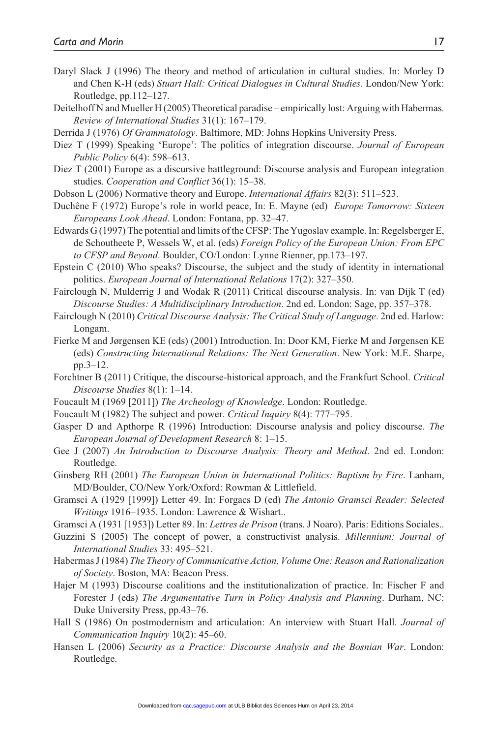Daryl Slack J (1996) The theory and method of articulation in cultural studies. In: Morley D and Chen K-H (eds) *Stuart Hall: Critical Dialogues in Cultural Studies*. London/New York: Routledge, pp.112–127.

Deitelhoff N and Mueller H (2005) Theoretical paradise – empirically lost: Arguing with Habermas. *Review of International Studies* 31(1): 167–179.

Derrida J (1976) *Of Grammatology*. Baltimore, MD: Johns Hopkins University Press.

Diez T (1999) Speaking 'Europe': The politics of integration discourse. *Journal of European Public Policy* 6(4): 598–613.

Diez T (2001) Europe as a discursive battleground: Discourse analysis and European integration studies. *Cooperation and Conflict* 36(1): 15–38.

Dobson L (2006) Normative theory and Europe. *International Affairs* 82(3): 511–523.

Duchêne F (1972) Europe's role in world peace, In: E. Mayne (ed) *Europe Tomorrow: Sixteen Europeans Look Ahead*. London: Fontana, pp. 32–47.

Edwards G (1997) The potential and limits of the CFSP: The Yugoslav example. In: Regelsberger E, de Schoutheete P, Wessels W, et al. (eds) *Foreign Policy of the European Union: From EPC to CFSP and Beyond*. Boulder, CO/London: Lynne Rienner, pp.173–197.

Epstein C (2010) Who speaks? Discourse, the subject and the study of identity in international politics. *European Journal of International Relations* 17(2): 327–350.

Fairclough N, Mulderrig J and Wodak R (2011) Critical discourse analysis. In: van Dijk T (ed) *Discourse Studies: A Multidisciplinary Introduction*. 2nd ed. London: Sage, pp. 357–378.

Fairclough N (2010) *Critical Discourse Analysis: The Critical Study of Language*. 2nd ed. Harlow: Longam.

Fierke M and Jørgensen KE (eds) (2001) Introduction. In: Door KM, Fierke M and Jørgensen KE (eds) *Constructing International Relations: The Next Generation*. New York: M.E. Sharpe, pp.3–12.

Forchtner B (2011) Critique, the discourse-historical approach, and the Frankfurt School. *Critical Discourse Studies* 8(1): 1–14.

Foucault M (1969 [2011]) *The Archeology of Knowledge*. London: Routledge.

Foucault M (1982) The subject and power. *Critical Inquiry* 8(4): 777–795.

Gasper D and Apthorpe R (1996) Introduction: Discourse analysis and policy discourse. *The European Journal of Development Research* 8: 1–15.

Gee J (2007) *An Introduction to Discourse Analysis: Theory and Method*. 2nd ed. London: Routledge.

Ginsberg RH (2001) *The European Union in International Politics: Baptism by Fire*. Lanham, MD/Boulder, CO/New York/Oxford: Rowman & Littlefield.

Gramsci A (1929 [1999]) Letter 49. In: Forgacs D (ed) *The Antonio Gramsci Reader: Selected Writings* 1916–1935. London: Lawrence & Wishart..

Gramsci A (1931 [1953]) Letter 89. In: *Lettres de Prison* (trans. J Noaro). Paris: Editions Sociales..

Guzzini S (2005) The concept of power, a constructivist analysis. *Millennium: Journal of International Studies* 33: 495–521.

Habermas J (1984) *The Theory of Communicative Action, Volume One: Reason and Rationalization of Society*. Boston, MA: Beacon Press.

Hajer M (1993) Discourse coalitions and the institutionalization of practice. In: Fischer F and Forester J (eds) *The Argumentative Turn in Policy Analysis and Planning*. Durham, NC: Duke University Press, pp.43–76.

Hall S (1986) On postmodernism and articulation: An interview with Stuart Hall. *Journal of Communication Inquiry* 10(2): 45–60.

Hansen L (2006) *Security as a Practice: Discourse Analysis and the Bosnian War*. London: Routledge.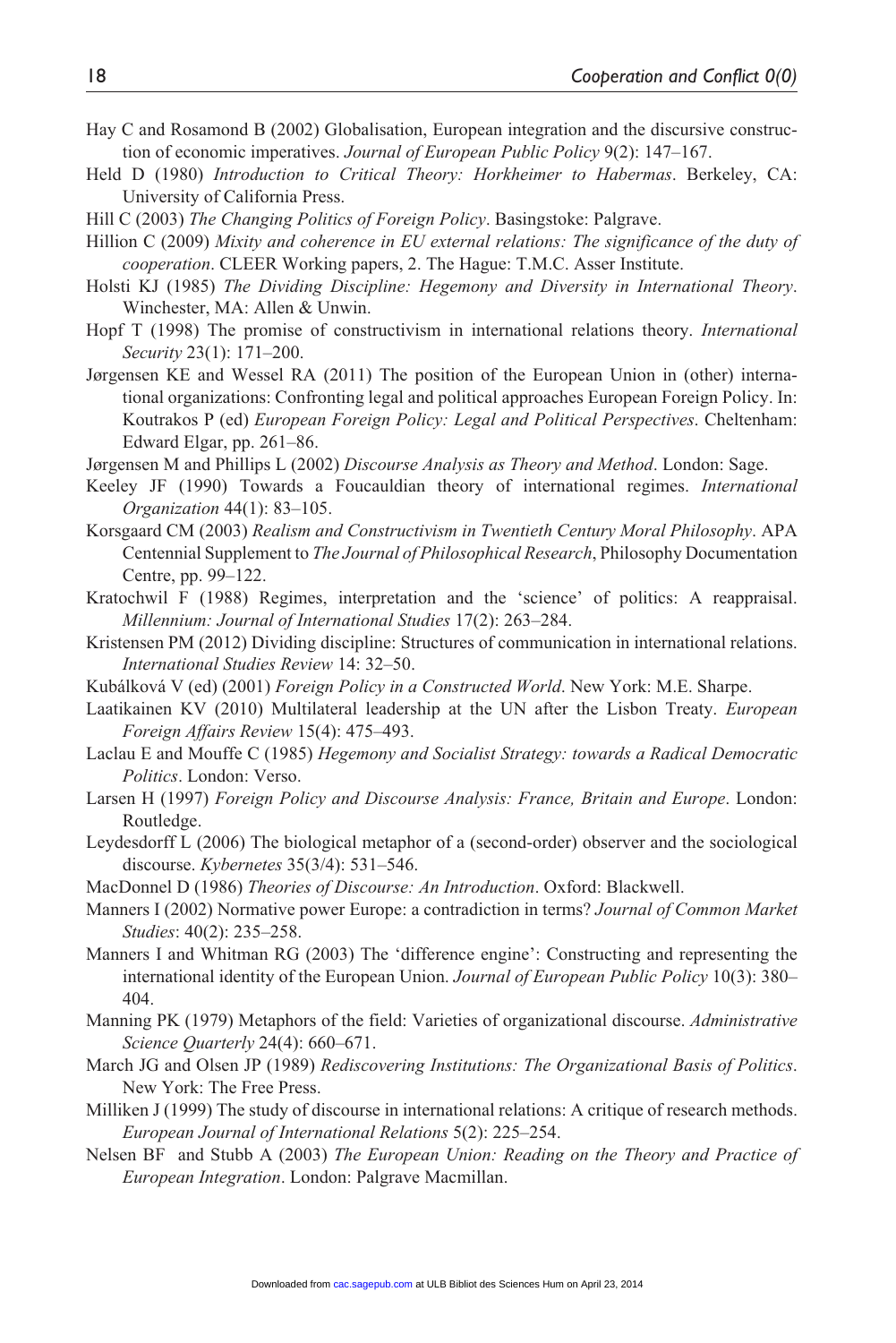Hay C and Rosamond B (2002) Globalisation, European integration and the discursive construction of economic imperatives. *Journal of European Public Policy* 9(2): 147–167.

Held D (1980) *Introduction to Critical Theory: Horkheimer to Habermas*. Berkeley, CA: University of California Press.

Hill C (2003) *The Changing Politics of Foreign Policy*. Basingstoke: Palgrave.

Hillion C (2009) *Mixity and coherence in EU external relations: The significance of the duty of cooperation*. CLEER Working papers, 2. The Hague: T.M.C. Asser Institute.

Holsti KJ (1985) *The Dividing Discipline: Hegemony and Diversity in International Theory*. Winchester, MA: Allen & Unwin.

Hopf T (1998) The promise of constructivism in international relations theory. *International Security* 23(1): 171–200.

Jørgensen KE and Wessel RA (2011) The position of the European Union in (other) international organizations: Confronting legal and political approaches European Foreign Policy. In: Koutrakos P (ed) *European Foreign Policy: Legal and Political Perspectives*. Cheltenham: Edward Elgar, pp. 261–86.

Jørgensen M and Phillips L (2002) *Discourse Analysis as Theory and Method*. London: Sage.

Keeley JF (1990) Towards a Foucauldian theory of international regimes. *International Organization* 44(1): 83–105.

Korsgaard CM (2003) *Realism and Constructivism in Twentieth Century Moral Philosophy*. APA Centennial Supplement to *The Journal of Philosophical Research*, Philosophy Documentation Centre, pp. 99–122.

Kratochwil F (1988) Regimes, interpretation and the 'science' of politics: A reappraisal. *Millennium: Journal of International Studies* 17(2): 263–284.

Kristensen PM (2012) Dividing discipline: Structures of communication in international relations. *International Studies Review* 14: 32–50.

Kubálková V (ed) (2001) *Foreign Policy in a Constructed World*. New York: M.E. Sharpe.

Laatikainen KV (2010) Multilateral leadership at the UN after the Lisbon Treaty. *European Foreign Affairs Review* 15(4): 475–493.

Laclau E and Mouffe C (1985) *Hegemony and Socialist Strategy: towards a Radical Democratic Politics*. London: Verso.

Larsen H (1997) *Foreign Policy and Discourse Analysis: France, Britain and Europe*. London: Routledge.

Leydesdorff L (2006) The biological metaphor of a (second-order) observer and the sociological discourse. *Kybernetes* 35(3/4): 531–546.

MacDonnel D (1986) *Theories of Discourse: An Introduction*. Oxford: Blackwell.

Manners I (2002) Normative power Europe: a contradiction in terms? *Journal of Common Market Studies*: 40(2): 235–258.

Manners I and Whitman RG (2003) The 'difference engine': Constructing and representing the international identity of the European Union. *Journal of European Public Policy* 10(3): 380–404.

Manning PK (1979) Metaphors of the field: Varieties of organizational discourse. *Administrative Science Quarterly* 24(4): 660–671.

March JG and Olsen JP (1989) *Rediscovering Institutions: The Organizational Basis of Politics*. New York: The Free Press.

Milliken J (1999) The study of discourse in international relations: A critique of research methods. *European Journal of International Relations* 5(2): 225–254.

Nelsen BF and Stubb A (2003) *The European Union: Reading on the Theory and Practice of European Integration*. London: Palgrave Macmillan.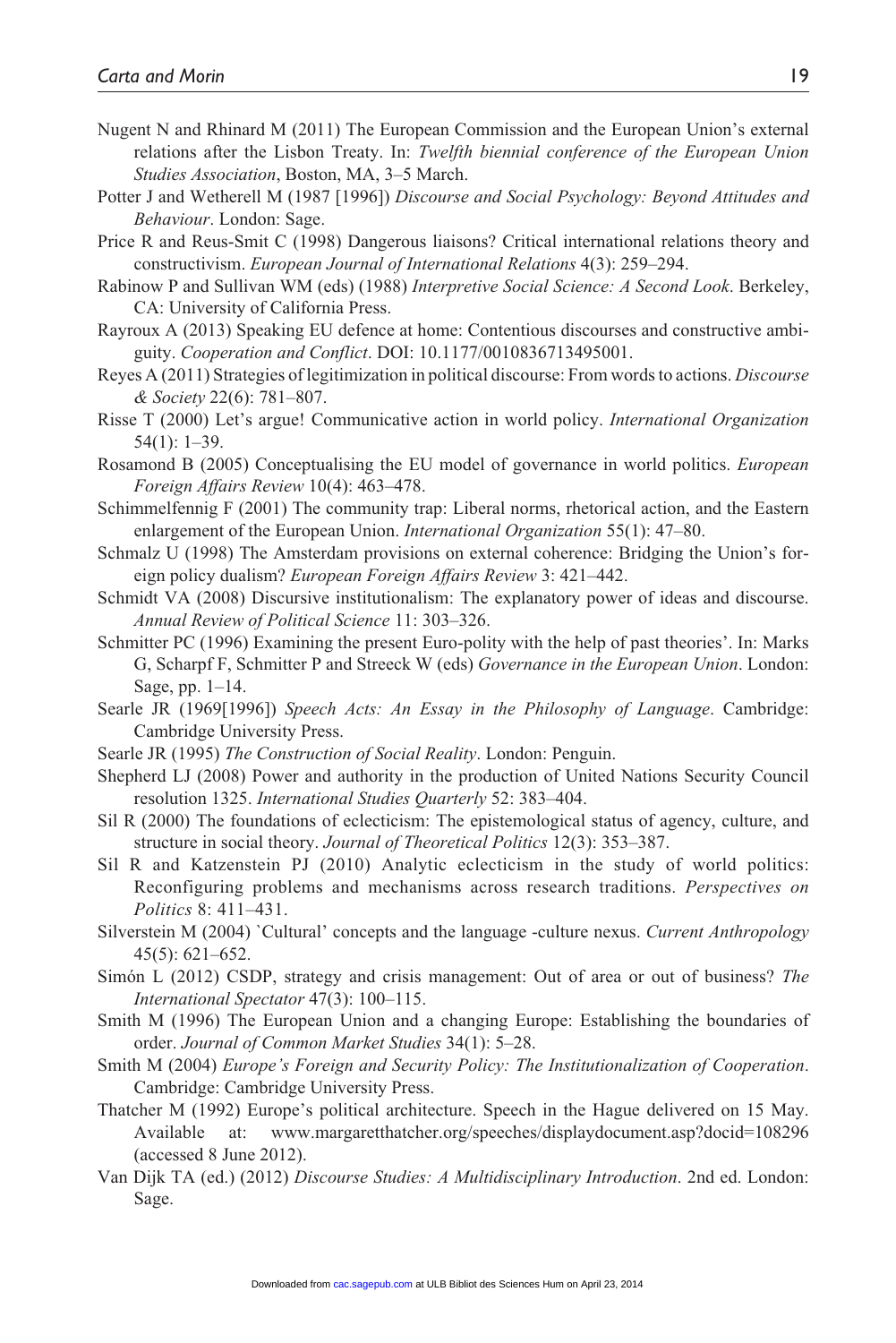Nugent N and Rhinard M (2011) The European Commission and the European Union's external relations after the Lisbon Treaty. In: *Twelfth biennial conference of the European Union Studies Association*, Boston, MA, 3–5 March.

Potter J and Wetherell M (1987 [1996]) *Discourse and Social Psychology: Beyond Attitudes and Behaviour*. London: Sage.

Price R and Reus-Smit C (1998) Dangerous liaisons? Critical international relations theory and constructivism. *European Journal of International Relations* 4(3): 259–294.

Rabinow P and Sullivan WM (eds) (1988) *Interpretive Social Science: A Second Look*. Berkeley, CA: University of California Press.

Rayroux A (2013) Speaking EU defence at home: Contentious discourses and constructive ambiguity. *Cooperation and Conflict*. DOI: 10.1177/0010836713495001.

Reyes A (2011) Strategies of legitimization in political discourse: From words to actions. *Discourse & Society* 22(6): 781–807.

Risse T (2000) Let's argue! Communicative action in world policy. *International Organization* 54(1): 1–39.

Rosamond B (2005) Conceptualising the EU model of governance in world politics. *European Foreign Affairs Review* 10(4): 463–478.

Schimmelfennig F (2001) The community trap: Liberal norms, rhetorical action, and the Eastern enlargement of the European Union. *International Organization* 55(1): 47–80.

Schmalz U (1998) The Amsterdam provisions on external coherence: Bridging the Union's foreign policy dualism? *European Foreign Affairs Review* 3: 421–442.

Schmidt VA (2008) Discursive institutionalism: The explanatory power of ideas and discourse. *Annual Review of Political Science* 11: 303–326.

Schmitter PC (1996) Examining the present Euro-polity with the help of past theories'. In: Marks G, Scharpf F, Schmitter P and Streeck W (eds) *Governance in the European Union*. London: Sage, pp. 1–14.

Searle JR (1969[1996]) *Speech Acts: An Essay in the Philosophy of Language*. Cambridge: Cambridge University Press.

Searle JR (1995) *The Construction of Social Reality*. London: Penguin.

Shepherd LJ (2008) Power and authority in the production of United Nations Security Council resolution 1325. *International Studies Quarterly* 52: 383–404.

Sil R (2000) The foundations of eclecticism: The epistemological status of agency, culture, and structure in social theory. *Journal of Theoretical Politics* 12(3): 353–387.

Sil R and Katzenstein PJ (2010) Analytic eclecticism in the study of world politics: Reconfiguring problems and mechanisms across research traditions. *Perspectives on Politics* 8: 411–431.

Silverstein M (2004) `Cultural' concepts and the language -culture nexus. *Current Anthropology* 45(5): 621–652.

Simón L (2012) CSDP, strategy and crisis management: Out of area or out of business? *The International Spectator* 47(3): 100–115.

Smith M (1996) The European Union and a changing Europe: Establishing the boundaries of order. *Journal of Common Market Studies* 34(1): 5–28.

Smith M (2004) *Europe's Foreign and Security Policy: The Institutionalization of Cooperation*. Cambridge: Cambridge University Press.

Thatcher M (1992) Europe's political architecture. Speech in the Hague delivered on 15 May. Available at: www.margaretthatcher.org/speeches/displaydocument.asp?docid=108296 (accessed 8 June 2012).

Van Dijk TA (ed.) (2012) *Discourse Studies: A Multidisciplinary Introduction*. 2nd ed. London: Sage.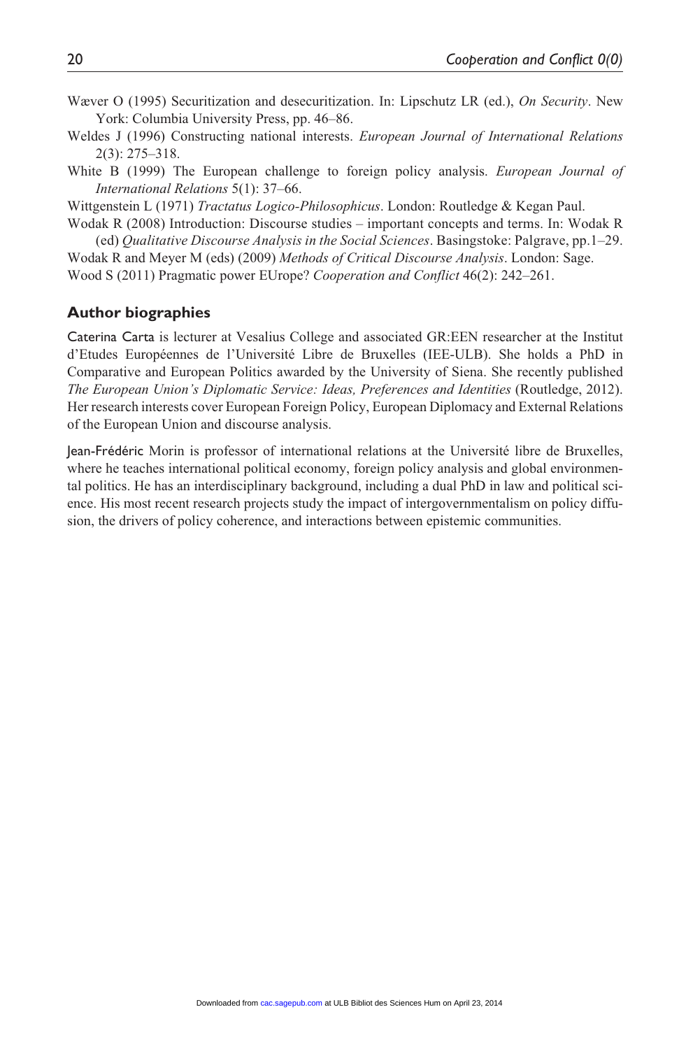Wæver O (1995) Securitization and desecuritization. In: Lipschutz LR (ed.), *On Security*. New York: Columbia University Press, pp. 46–86.

Weldes J (1996) Constructing national interests. *European Journal of International Relations* 2(3): 275–318.

White B (1999) The European challenge to foreign policy analysis. *European Journal of International Relations* 5(1): 37–66.

Wittgenstein L (1971) *Tractatus Logico-Philosophicus*. London: Routledge & Kegan Paul.

Wodak R (2008) Introduction: Discourse studies – important concepts and terms. In: Wodak R (ed) *Qualitative Discourse Analysis in the Social Sciences*. Basingstoke: Palgrave, pp.1–29.

Wodak R and Meyer M (eds) (2009) *Methods of Critical Discourse Analysis*. London: Sage.

Wood S (2011) Pragmatic power EUrope? *Cooperation and Conflict* 46(2): 242–261.

## Author biographies

Caterina Carta is lecturer at Vesalius College and associated GR:EEN researcher at the Institut d'Etudes Européennes de l'Université Libre de Bruxelles (IEE-ULB). She holds a PhD in Comparative and European Politics awarded by the University of Siena. She recently published *The European Union's Diplomatic Service: Ideas, Preferences and Identities* (Routledge, 2012). Her research interests cover European Foreign Policy, European Diplomacy and External Relations of the European Union and discourse analysis.

Jean-Frédéric Morin is professor of international relations at the Université libre de Bruxelles, where he teaches international political economy, foreign policy analysis and global environmental politics. He has an interdisciplinary background, including a dual PhD in law and political science. His most recent research projects study the impact of intergovernmentalism on policy diffusion, the drivers of policy coherence, and interactions between epistemic communities.